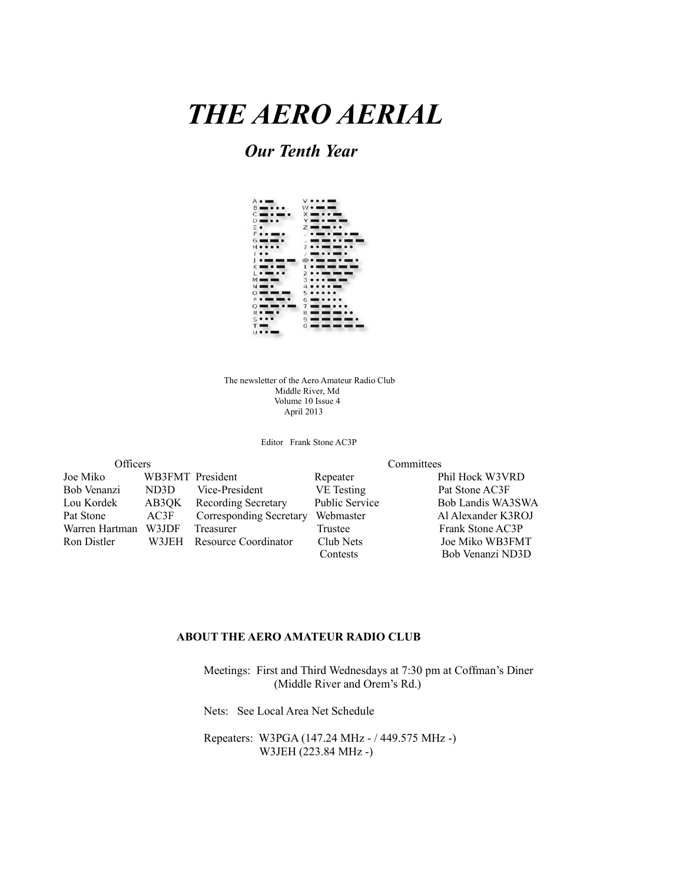# *THE AERO AERIAL*

## *Our Tenth Year*

The newsletter of the Aero Amateur Radio Club
Middle River, Md
Volume 10 Issue 4
April 2013

Editor Frank Stone AC3P

| Officers | | | Committees | |
|---|---|---|---|---|
| Joe Miko | WB3FMT | President | Repeater | Phil Hock W3VRD |
| Bob Venanzi | ND3D | Vice-President | VE Testing | Pat Stone AC3F |
| Lou Kordek | AB3QK | Recording Secretary | Public Service | Bob Landis WA3SWA |
| Pat Stone | AC3F | Corresponding Secretary | Webmaster | Al Alexander K3ROJ |
| Warren Hartman | W3JDF | Treasurer | Trustee | Frank Stone AC3P |
| Ron Distler | W3JEH | Resource Coordinator | Club Nets | Joe Miko WB3FMT |
| | | | Contests | Bob Venanzi ND3D |

**ABOUT THE AERO AMATEUR RADIO CLUB**

Meetings: First and Third Wednesdays at 7:30 pm at Coffman's Diner (Middle River and Orem's Rd.)

Nets: See Local Area Net Schedule

Repeaters: W3PGA (147.24 MHz - / 449.575 MHz -)
W3JEH (223.84 MHz -)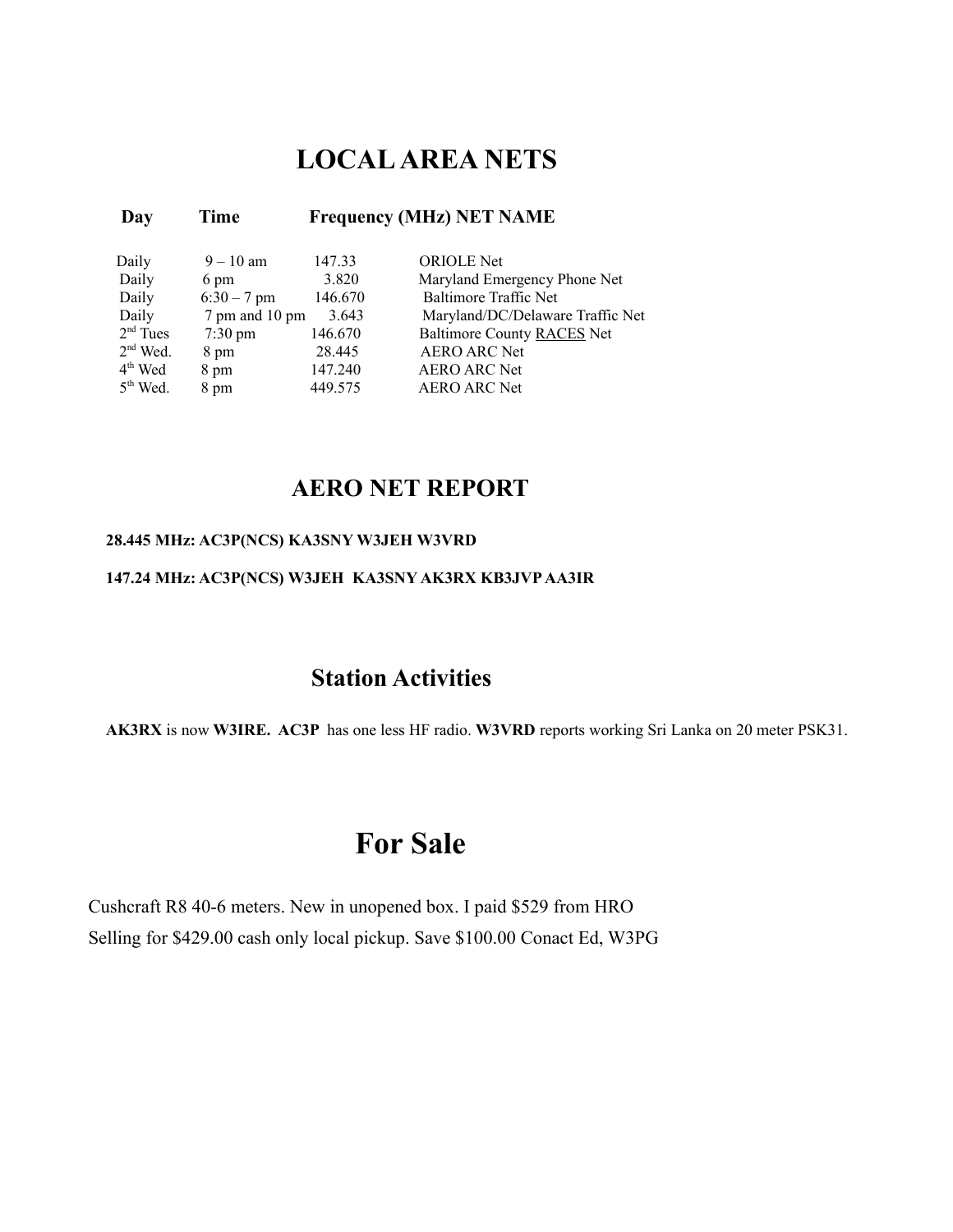# LOCAL AREA NETS

| Day | Time | Frequency (MHz) | NET NAME |
|---|---|---|---|
| Daily | 9 – 10 am | 147.33 | ORIOLE Net |
| Daily | 6 pm | 3.820 | Maryland Emergency Phone Net |
| Daily | 6:30 – 7 pm | 146.670 | Baltimore Traffic Net |
| Daily | 7 pm and 10 pm | 3.643 | Maryland/DC/Delaware Traffic Net |
| 2nd Tues | 7:30 pm | 146.670 | Baltimore County RACES Net |
| 2nd Wed. | 8 pm | 28.445 | AERO ARC Net |
| 4th Wed | 8 pm | 147.240 | AERO ARC Net |
| 5th Wed. | 8 pm | 449.575 | AERO ARC Net |

# AERO NET REPORT

**28.445 MHz: AC3P(NCS) KA3SNY W3JEH W3VRD**

**147.24 MHz: AC3P(NCS) W3JEH KA3SNY AK3RX KB3JVP AA3IR**

# Station Activities

**AK3RX** is now **W3IRE. AC3P** has one less HF radio. **W3VRD** reports working Sri Lanka on 20 meter PSK31.

# For Sale

Cushcraft R8 40-6 meters. New in unopened box. I paid $529 from HRO

Selling for $429.00 cash only local pickup. Save $100.00 Conact Ed, W3PG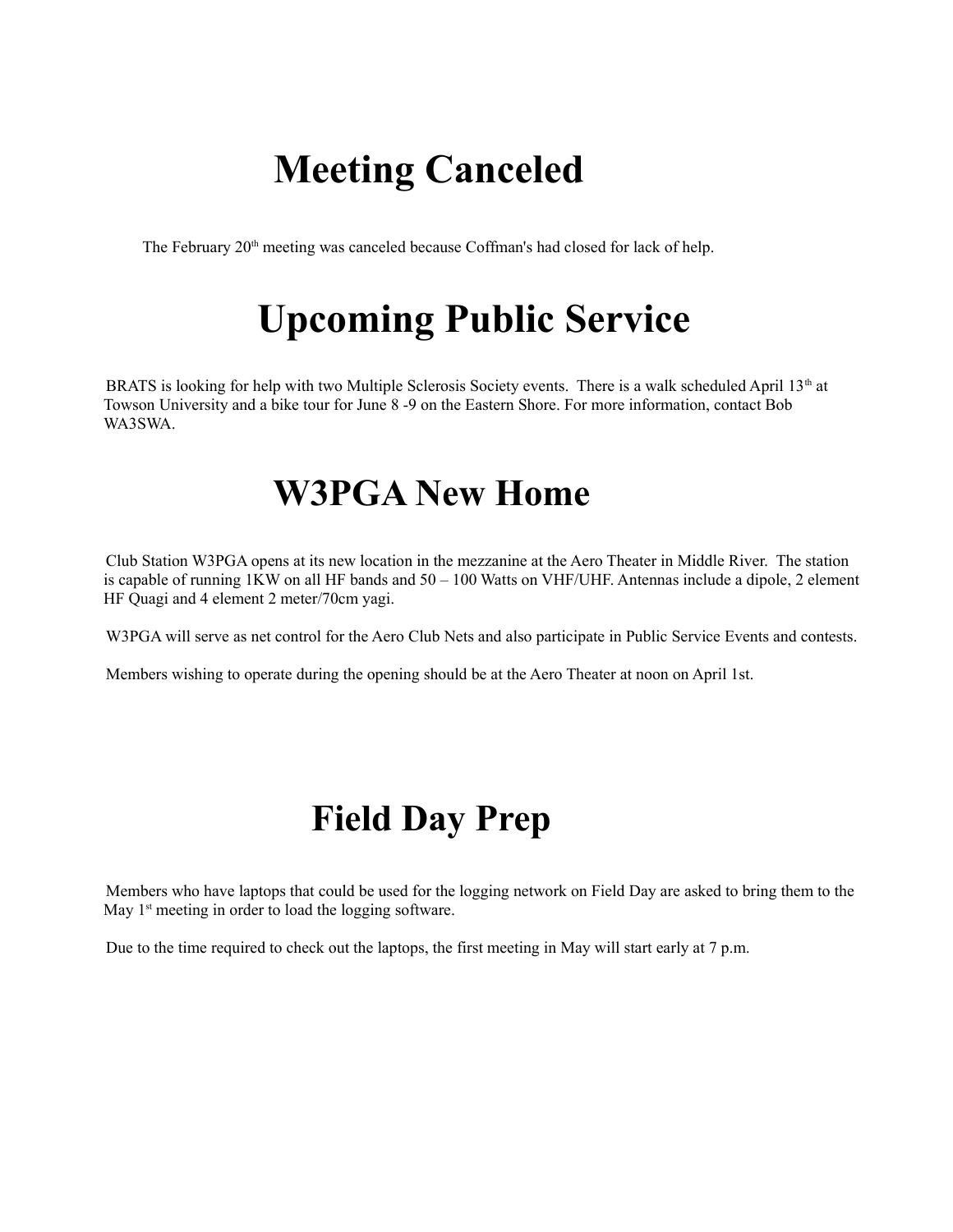# Meeting Canceled

The February 20th meeting was canceled because Coffman's had closed for lack of help.

# Upcoming Public Service

BRATS is looking for help with two Multiple Sclerosis Society events. There is a walk scheduled April 13th at Towson University and a bike tour for June 8 -9 on the Eastern Shore. For more information, contact Bob WA3SWA.

# W3PGA New Home

Club Station W3PGA opens at its new location in the mezzanine at the Aero Theater in Middle River. The station is capable of running 1KW on all HF bands and 50 – 100 Watts on VHF/UHF. Antennas include a dipole, 2 element HF Quagi and 4 element 2 meter/70cm yagi.

W3PGA will serve as net control for the Aero Club Nets and also participate in Public Service Events and contests.

Members wishing to operate during the opening should be at the Aero Theater at noon on April 1st.

# Field Day Prep

Members who have laptops that could be used for the logging network on Field Day are asked to bring them to the May 1st meeting in order to load the logging software.

Due to the time required to check out the laptops, the first meeting in May will start early at 7 p.m.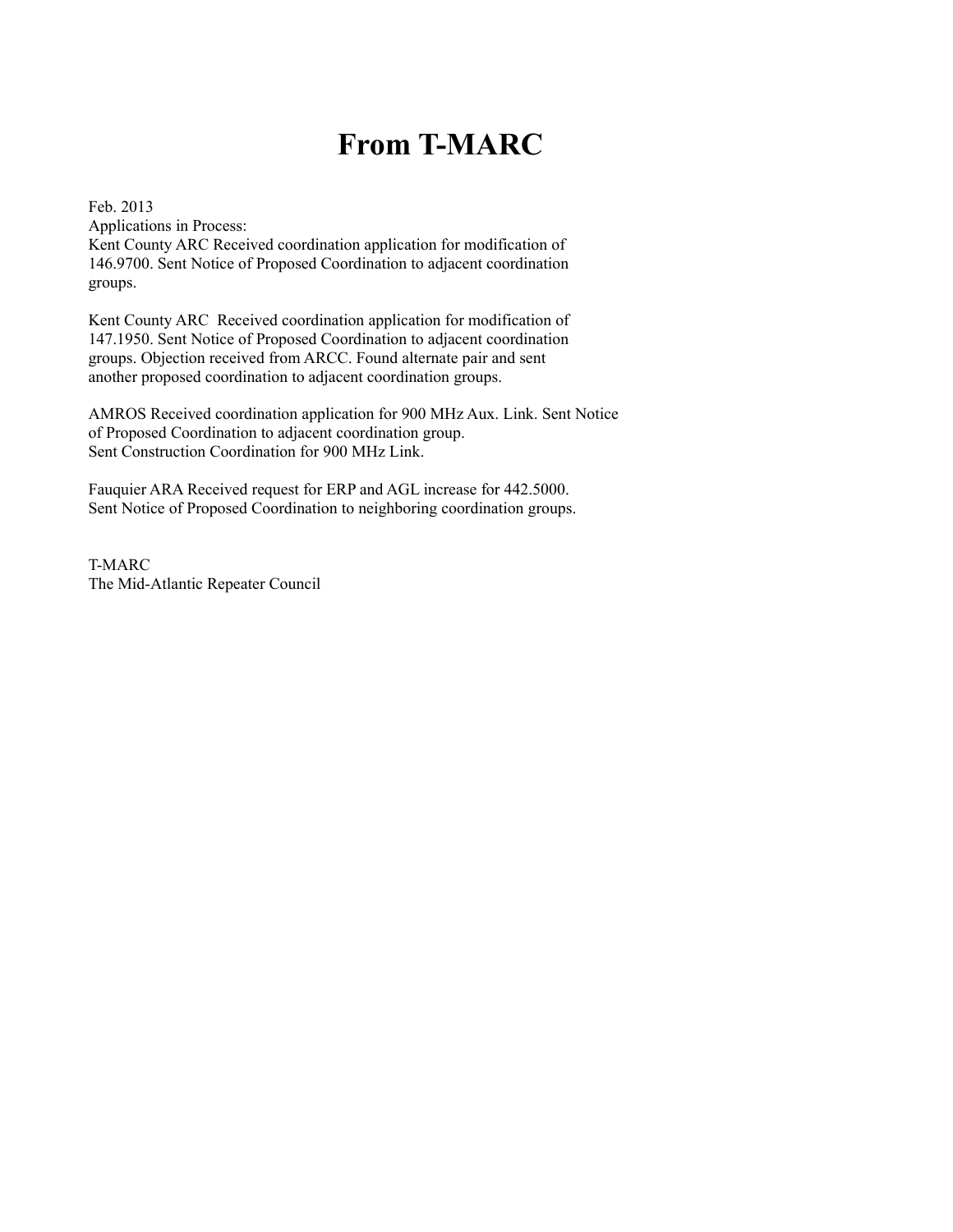# From T-MARC

Feb. 2013
Applications in Process:
Kent County ARC Received coordination application for modification of 146.9700. Sent Notice of Proposed Coordination to adjacent coordination groups.

Kent County ARC Received coordination application for modification of 147.1950. Sent Notice of Proposed Coordination to adjacent coordination groups. Objection received from ARCC. Found alternate pair and sent another proposed coordination to adjacent coordination groups.

AMROS Received coordination application for 900 MHz Aux. Link. Sent Notice of Proposed Coordination to adjacent coordination group.
Sent Construction Coordination for 900 MHz Link.

Fauquier ARA Received request for ERP and AGL increase for 442.5000.
Sent Notice of Proposed Coordination to neighboring coordination groups.

T-MARC
The Mid-Atlantic Repeater Council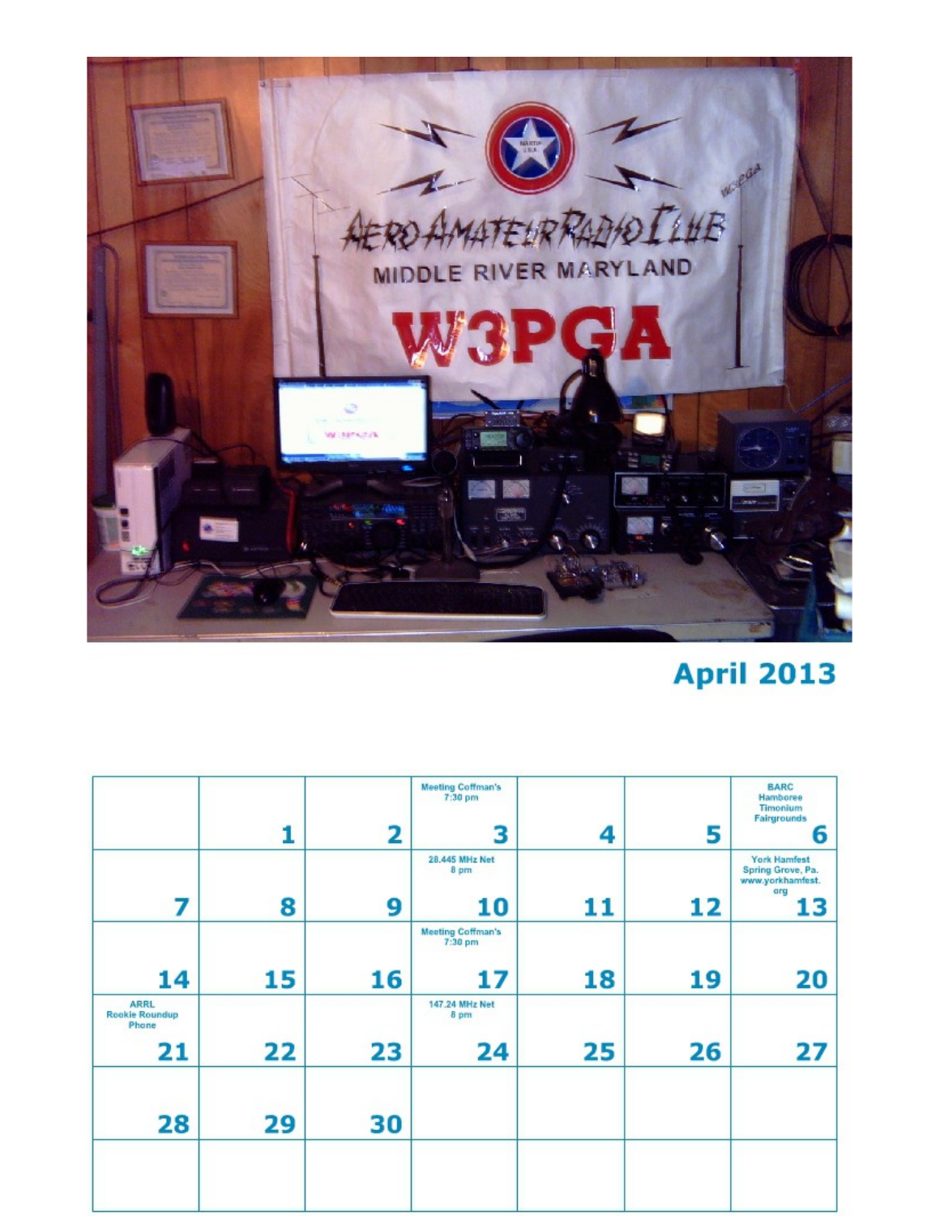## April 2013

| | | | | | | |
|---|---|---|---|---|---|---|
| | 1 | 2 | Meeting Coffman's 7:30 pm 3 | 4 | 5 | BARC Hamboree Timonium Fairgrounds 6 |
| 7 | 8 | 9 | 28.445 MHz Net 8 pm 10 | 11 | 12 | York Hamfest Spring Grove, Pa. www.yorkhamfest.org 13 |
| 14 | 15 | 16 | Meeting Coffman's 7:30 pm 17 | 18 | 19 | 20 |
| ARRL Rookie Roundup Phone 21 | 22 | 23 | 147.24 MHz Net 8 pm 24 | 25 | 26 | 27 |
| 28 | 29 | 30 | | | | |
| | | | | | | |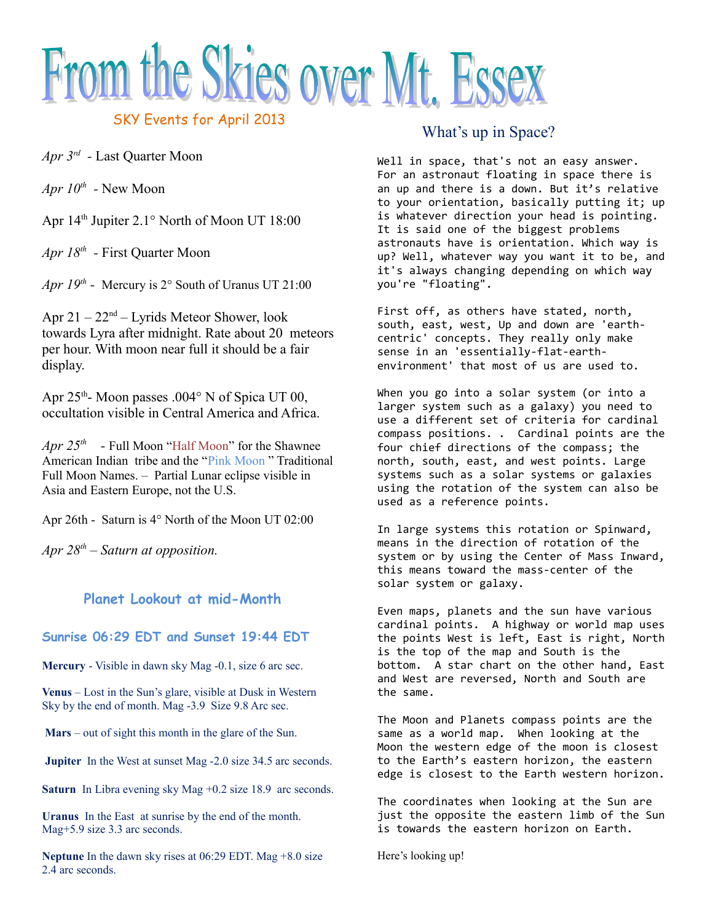# From the Skies over Mt. Essex

## SKY Events for April 2013

*Apr 3rd* - Last Quarter Moon

*Apr 10th* - New Moon

Apr 14th Jupiter 2.1° North of Moon UT 18:00

*Apr 18th* - First Quarter Moon

*Apr 19th* - Mercury is 2° South of Uranus UT 21:00

Apr 21 – 22nd – Lyrids Meteor Shower, look towards Lyra after midnight. Rate about 20 meteors per hour. With moon near full it should be a fair display.

Apr 25th- Moon passes .004° N of Spica UT 00, occultation visible in Central America and Africa.

*Apr 25th* - Full Moon "Half Moon" for the Shawnee American Indian tribe and the "Pink Moon" Traditional Full Moon Names. – Partial Lunar eclipse visible in Asia and Eastern Europe, not the U.S.

Apr 26th - Saturn is 4° North of the Moon UT 02:00

*Apr 28th – Saturn at opposition.*

### Planet Lookout at mid-Month

#### Sunrise 06:29 EDT and Sunset 19:44 EDT

**Mercury** - Visible in dawn sky Mag -0.1, size 6 arc sec.

**Venus** – Lost in the Sun's glare, visible at Dusk in Western Sky by the end of month. Mag -3.9 Size 9.8 Arc sec.

**Mars** – out of sight this month in the glare of the Sun.

**Jupiter** In the West at sunset Mag -2.0 size 34.5 arc seconds.

**Saturn** In Libra evening sky Mag +0.2 size 18.9 arc seconds.

**Uranus** In the East at sunrise by the end of the month. Mag+5.9 size 3.3 arc seconds.

**Neptune** In the dawn sky rises at 06:29 EDT. Mag +8.0 size 2.4 arc seconds.

## What's up in Space?

Well in space, that's not an easy answer. For an astronaut floating in space there is an up and there is a down. But it's relative to your orientation, basically putting it; up is whatever direction your head is pointing. It is said one of the biggest problems astronauts have is orientation. Which way is up? Well, whatever way you want it to be, and it's always changing depending on which way you're "floating".

First off, as others have stated, north, south, east, west, Up and down are 'earth-centric' concepts. They really only make sense in an 'essentially-flat-earth-environment' that most of us are used to.

When you go into a solar system (or into a larger system such as a galaxy) you need to use a different set of criteria for cardinal compass positions. . Cardinal points are the four chief directions of the compass; the north, south, east, and west points. Large systems such as a solar systems or galaxies using the rotation of the system can also be used as a reference points.

In large systems this rotation or Spinward, means in the direction of rotation of the system or by using the Center of Mass Inward, this means toward the mass-center of the solar system or galaxy.

Even maps, planets and the sun have various cardinal points. A highway or world map uses the points West is left, East is right, North is the top of the map and South is the bottom. A star chart on the other hand, East and West are reversed, North and South are the same.

The Moon and Planets compass points are the same as a world map. When looking at the Moon the western edge of the moon is closest to the Earth's eastern horizon, the eastern edge is closest to the Earth western horizon.

The coordinates when looking at the Sun are just the opposite the eastern limb of the Sun is towards the eastern horizon on Earth.

Here's looking up!